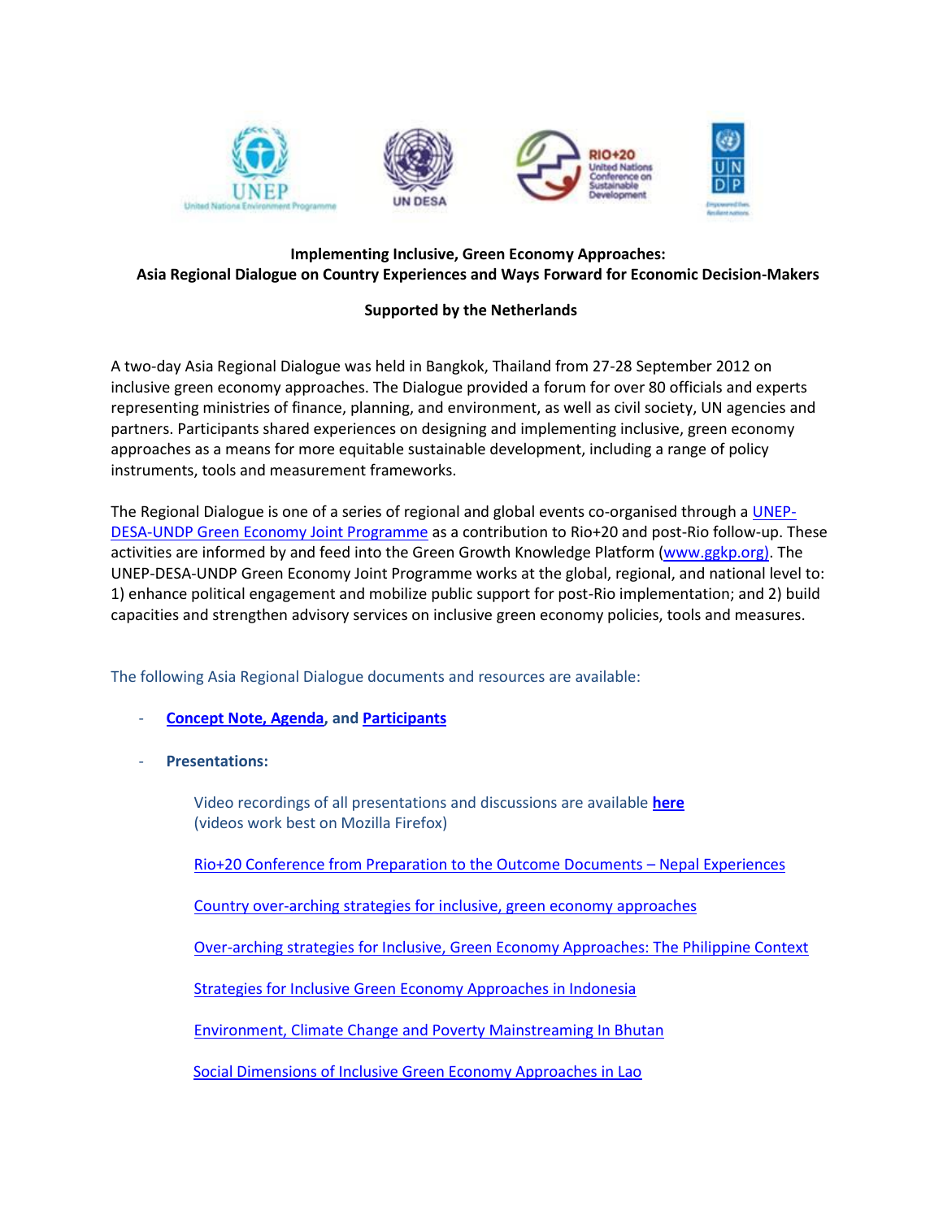**Implementing Inclusive, Green Economy Approaches:**
**Asia Regional Dialogue on Country Experiences and Ways Forward for Economic Decision-Makers**

**Supported by the Netherlands**

A two-day Asia Regional Dialogue was held in Bangkok, Thailand from 27-28 September 2012 on inclusive green economy approaches. The Dialogue provided a forum for over 80 officials and experts representing ministries of finance, planning, and environment, as well as civil society, UN agencies and partners. Participants shared experiences on designing and implementing inclusive, green economy approaches as a means for more equitable sustainable development, including a range of policy instruments, tools and measurement frameworks.

The Regional Dialogue is one of a series of regional and global events co-organised through a UNEP-DESA-UNDP Green Economy Joint Programme as a contribution to Rio+20 and post-Rio follow-up. These activities are informed by and feed into the Green Growth Knowledge Platform (www.ggkp.org). The UNEP-DESA-UNDP Green Economy Joint Programme works at the global, regional, and national level to: 1) enhance political engagement and mobilize public support for post-Rio implementation; and 2) build capacities and strengthen advisory services on inclusive green economy policies, tools and measures.

The following Asia Regional Dialogue documents and resources are available:

- **Concept Note, Agenda, and Participants**
- **Presentations:**

  Video recordings of all presentations and discussions are available **here** (videos work best on Mozilla Firefox)

  Rio+20 Conference from Preparation to the Outcome Documents – Nepal Experiences

  Country over-arching strategies for inclusive, green economy approaches

  Over-arching strategies for Inclusive, Green Economy Approaches: The Philippine Context

  Strategies for Inclusive Green Economy Approaches in Indonesia

  Environment, Climate Change and Poverty Mainstreaming In Bhutan

  Social Dimensions of Inclusive Green Economy Approaches in Lao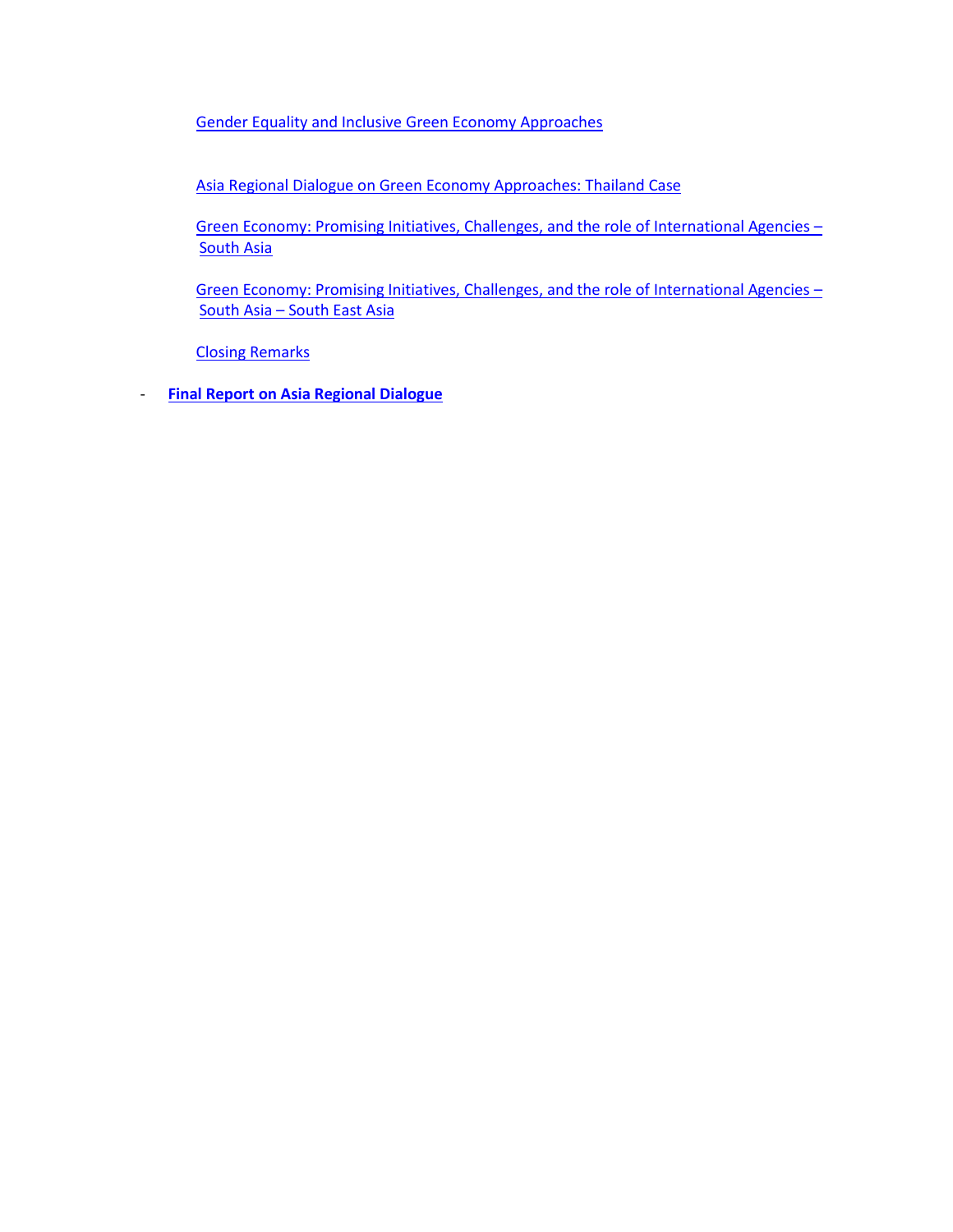Gender Equality and Inclusive Green Economy Approaches

Asia Regional Dialogue on Green Economy Approaches: Thailand Case

Green Economy: Promising Initiatives, Challenges, and the role of International Agencies – South Asia

Green Economy: Promising Initiatives, Challenges, and the role of International Agencies – South Asia – South East Asia

Closing Remarks

- **Final Report on Asia Regional Dialogue**